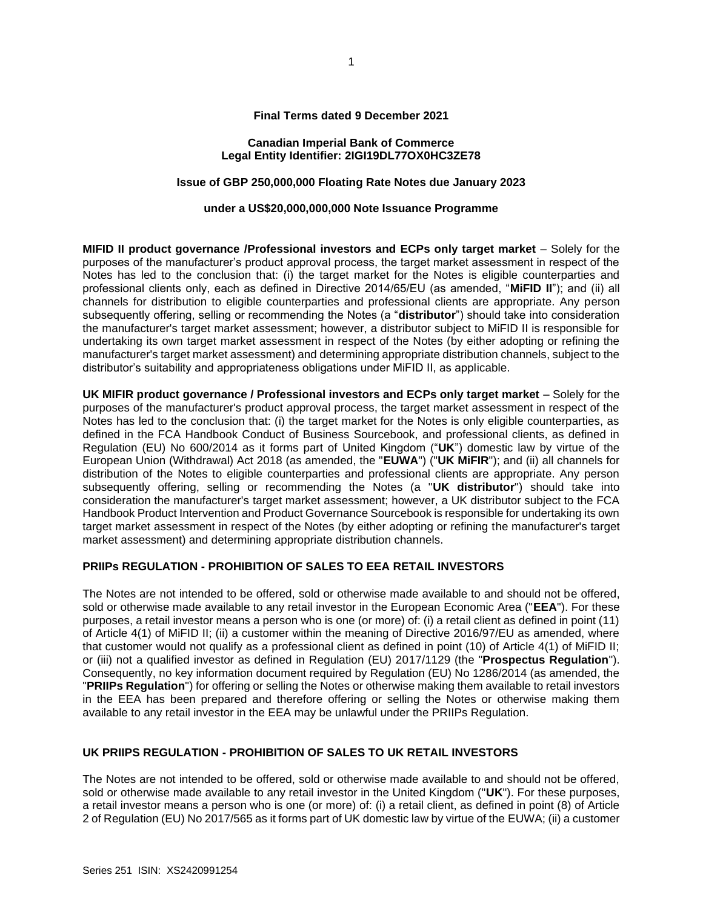**Final Terms dated 9 December 2021**

**Canadian Imperial Bank of Commerce**
**Legal Entity Identifier: 2IGI19DL77OX0HC3ZE78**

**Issue of GBP 250,000,000 Floating Rate Notes due January 2023**

**under a US$20,000,000,000 Note Issuance Programme**

**MIFID II product governance /Professional investors and ECPs only target market** – Solely for the purposes of the manufacturer's product approval process, the target market assessment in respect of the Notes has led to the conclusion that: (i) the target market for the Notes is eligible counterparties and professional clients only, each as defined in Directive 2014/65/EU (as amended, "**MiFID II**"); and (ii) all channels for distribution to eligible counterparties and professional clients are appropriate. Any person subsequently offering, selling or recommending the Notes (a "**distributor**") should take into consideration the manufacturer's target market assessment; however, a distributor subject to MiFID II is responsible for undertaking its own target market assessment in respect of the Notes (by either adopting or refining the manufacturer's target market assessment) and determining appropriate distribution channels, subject to the distributor's suitability and appropriateness obligations under MiFID II, as applicable.

**UK MIFIR product governance / Professional investors and ECPs only target market** – Solely for the purposes of the manufacturer's product approval process, the target market assessment in respect of the Notes has led to the conclusion that: (i) the target market for the Notes is only eligible counterparties, as defined in the FCA Handbook Conduct of Business Sourcebook, and professional clients, as defined in Regulation (EU) No 600/2014 as it forms part of United Kingdom ("**UK**") domestic law by virtue of the European Union (Withdrawal) Act 2018 (as amended, the "**EUWA**") ("**UK MiFIR**"); and (ii) all channels for distribution of the Notes to eligible counterparties and professional clients are appropriate. Any person subsequently offering, selling or recommending the Notes (a "**UK distributor**") should take into consideration the manufacturer's target market assessment; however, a UK distributor subject to the FCA Handbook Product Intervention and Product Governance Sourcebook is responsible for undertaking its own target market assessment in respect of the Notes (by either adopting or refining the manufacturer's target market assessment) and determining appropriate distribution channels.

**PRIIPs REGULATION - PROHIBITION OF SALES TO EEA RETAIL INVESTORS**

The Notes are not intended to be offered, sold or otherwise made available to and should not be offered, sold or otherwise made available to any retail investor in the European Economic Area ("**EEA**"). For these purposes, a retail investor means a person who is one (or more) of: (i) a retail client as defined in point (11) of Article 4(1) of MiFID II; (ii) a customer within the meaning of Directive 2016/97/EU as amended, where that customer would not qualify as a professional client as defined in point (10) of Article 4(1) of MiFID II; or (iii) not a qualified investor as defined in Regulation (EU) 2017/1129 (the "**Prospectus Regulation**"). Consequently, no key information document required by Regulation (EU) No 1286/2014 (as amended, the "**PRIIPs Regulation**") for offering or selling the Notes or otherwise making them available to retail investors in the EEA has been prepared and therefore offering or selling the Notes or otherwise making them available to any retail investor in the EEA may be unlawful under the PRIIPs Regulation.

**UK PRIIPS REGULATION - PROHIBITION OF SALES TO UK RETAIL INVESTORS**

The Notes are not intended to be offered, sold or otherwise made available to and should not be offered, sold or otherwise made available to any retail investor in the United Kingdom ("**UK**"). For these purposes, a retail investor means a person who is one (or more) of: (i) a retail client, as defined in point (8) of Article 2 of Regulation (EU) No 2017/565 as it forms part of UK domestic law by virtue of the EUWA; (ii) a customer

Series 251 ISIN: XS2420991254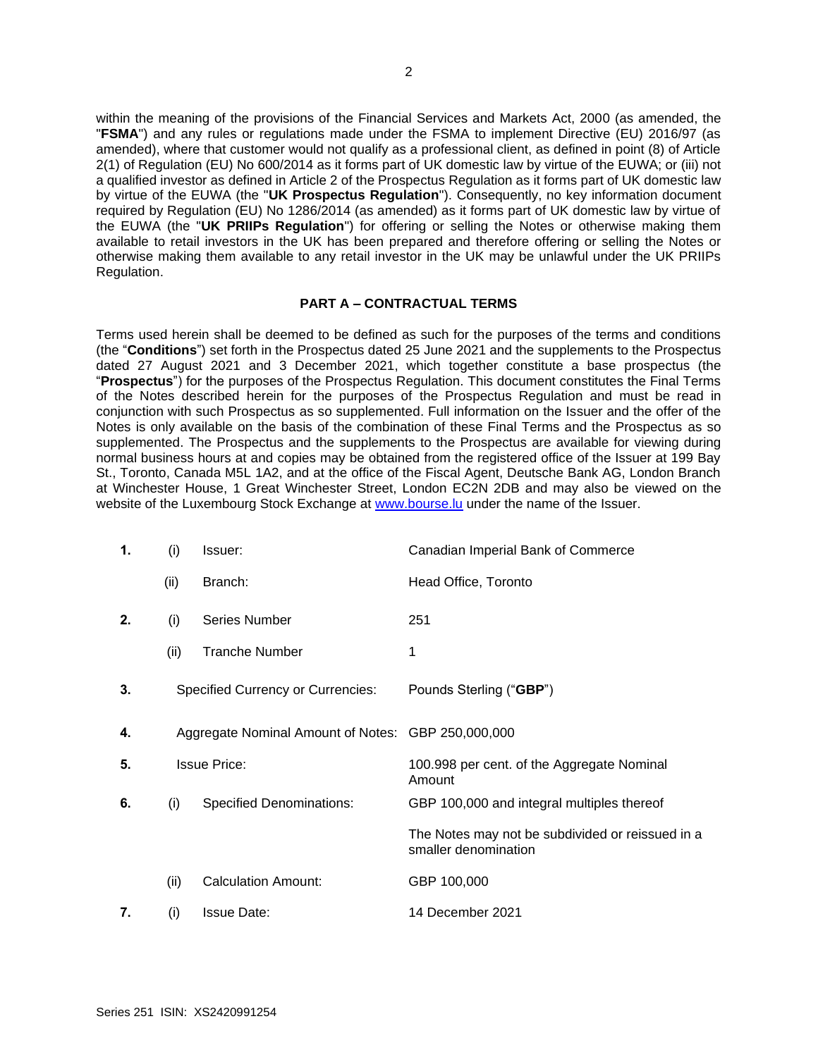within the meaning of the provisions of the Financial Services and Markets Act, 2000 (as amended, the "**FSMA**") and any rules or regulations made under the FSMA to implement Directive (EU) 2016/97 (as amended), where that customer would not qualify as a professional client, as defined in point (8) of Article 2(1) of Regulation (EU) No 600/2014 as it forms part of UK domestic law by virtue of the EUWA; or (iii) not a qualified investor as defined in Article 2 of the Prospectus Regulation as it forms part of UK domestic law by virtue of the EUWA (the "**UK Prospectus Regulation**"). Consequently, no key information document required by Regulation (EU) No 1286/2014 (as amended) as it forms part of UK domestic law by virtue of the EUWA (the "**UK PRIIPs Regulation**") for offering or selling the Notes or otherwise making them available to retail investors in the UK has been prepared and therefore offering or selling the Notes or otherwise making them available to any retail investor in the UK may be unlawful under the UK PRIIPs Regulation.

## PART A – CONTRACTUAL TERMS

Terms used herein shall be deemed to be defined as such for the purposes of the terms and conditions (the "**Conditions**") set forth in the Prospectus dated 25 June 2021 and the supplements to the Prospectus dated 27 August 2021 and 3 December 2021, which together constitute a base prospectus (the "**Prospectus**") for the purposes of the Prospectus Regulation. This document constitutes the Final Terms of the Notes described herein for the purposes of the Prospectus Regulation and must be read in conjunction with such Prospectus as so supplemented. Full information on the Issuer and the offer of the Notes is only available on the basis of the combination of these Final Terms and the Prospectus as so supplemented. The Prospectus and the supplements to the Prospectus are available for viewing during normal business hours at and copies may be obtained from the registered office of the Issuer at 199 Bay St., Toronto, Canada M5L 1A2, and at the office of the Fiscal Agent, Deutsche Bank AG, London Branch at Winchester House, 1 Great Winchester Street, London EC2N 2DB and may also be viewed on the website of the Luxembourg Stock Exchange at www.bourse.lu under the name of the Issuer.

| | | | |
|---|---|---|---|
| **1.** | (i) | Issuer: | Canadian Imperial Bank of Commerce |
| | (ii) | Branch: | Head Office, Toronto |
| **2.** | (i) | Series Number | 251 |
| | (ii) | Tranche Number | 1 |
| **3.** | | Specified Currency or Currencies: | Pounds Sterling ("**GBP**") |
| **4.** | | Aggregate Nominal Amount of Notes: | GBP 250,000,000 |
| **5.** | | Issue Price: | 100.998 per cent. of the Aggregate Nominal Amount |
| **6.** | (i) | Specified Denominations: | GBP 100,000 and integral multiples thereof<br><br>The Notes may not be subdivided or reissued in a smaller denomination |
| | (ii) | Calculation Amount: | GBP 100,000 |
| **7.** | (i) | Issue Date: | 14 December 2021 |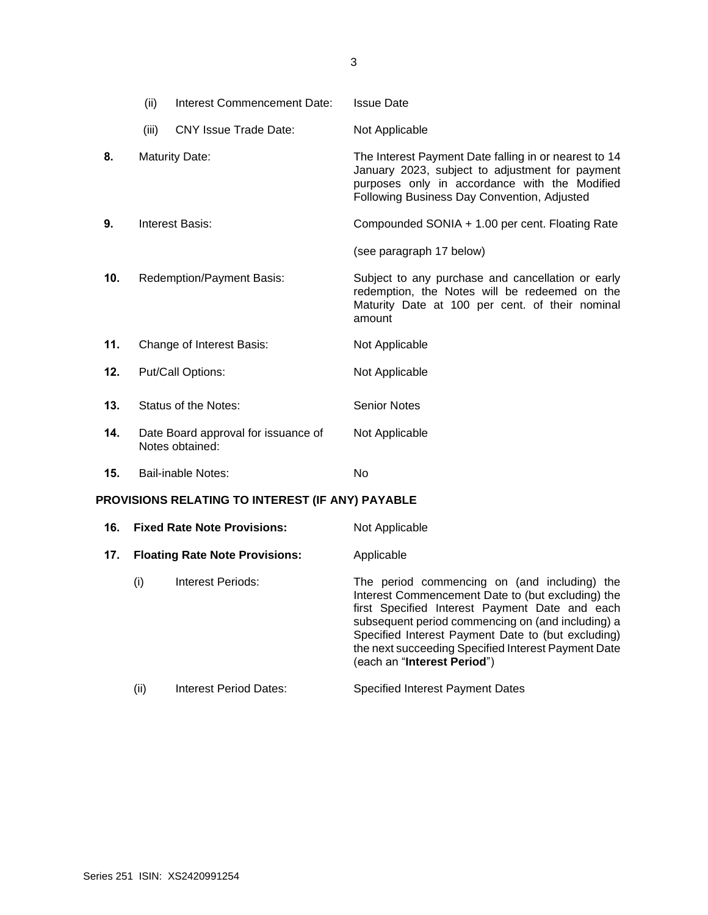| | | |
|---|---|---|
| (ii) | Interest Commencement Date: | Issue Date |
| (iii) | CNY Issue Trade Date: | Not Applicable |
| **8.** | Maturity Date: | The Interest Payment Date falling in or nearest to 14 January 2023, subject to adjustment for payment purposes only in accordance with the Modified Following Business Day Convention, Adjusted |
| **9.** | Interest Basis: | Compounded SONIA + 1.00 per cent. Floating Rate<br><br>(see paragraph 17 below) |
| **10.** | Redemption/Payment Basis: | Subject to any purchase and cancellation or early redemption, the Notes will be redeemed on the Maturity Date at 100 per cent. of their nominal amount |
| **11.** | Change of Interest Basis: | Not Applicable |
| **12.** | Put/Call Options: | Not Applicable |
| **13.** | Status of the Notes: | Senior Notes |
| **14.** | Date Board approval for issuance of Notes obtained: | Not Applicable |
| **15.** | Bail-inable Notes: | No |

**PROVISIONS RELATING TO INTEREST (IF ANY) PAYABLE**

| | | |
|---|---|---|
| **16.** | **Fixed Rate Note Provisions:** | Not Applicable |
| **17.** | **Floating Rate Note Provisions:** | Applicable |
| (i) | Interest Periods: | The period commencing on (and including) the Interest Commencement Date to (but excluding) the first Specified Interest Payment Date and each subsequent period commencing on (and including) a Specified Interest Payment Date to (but excluding) the next succeeding Specified Interest Payment Date (each an "**Interest Period**") |
| (ii) | Interest Period Dates: | Specified Interest Payment Dates |

Series 251 ISIN: XS2420991254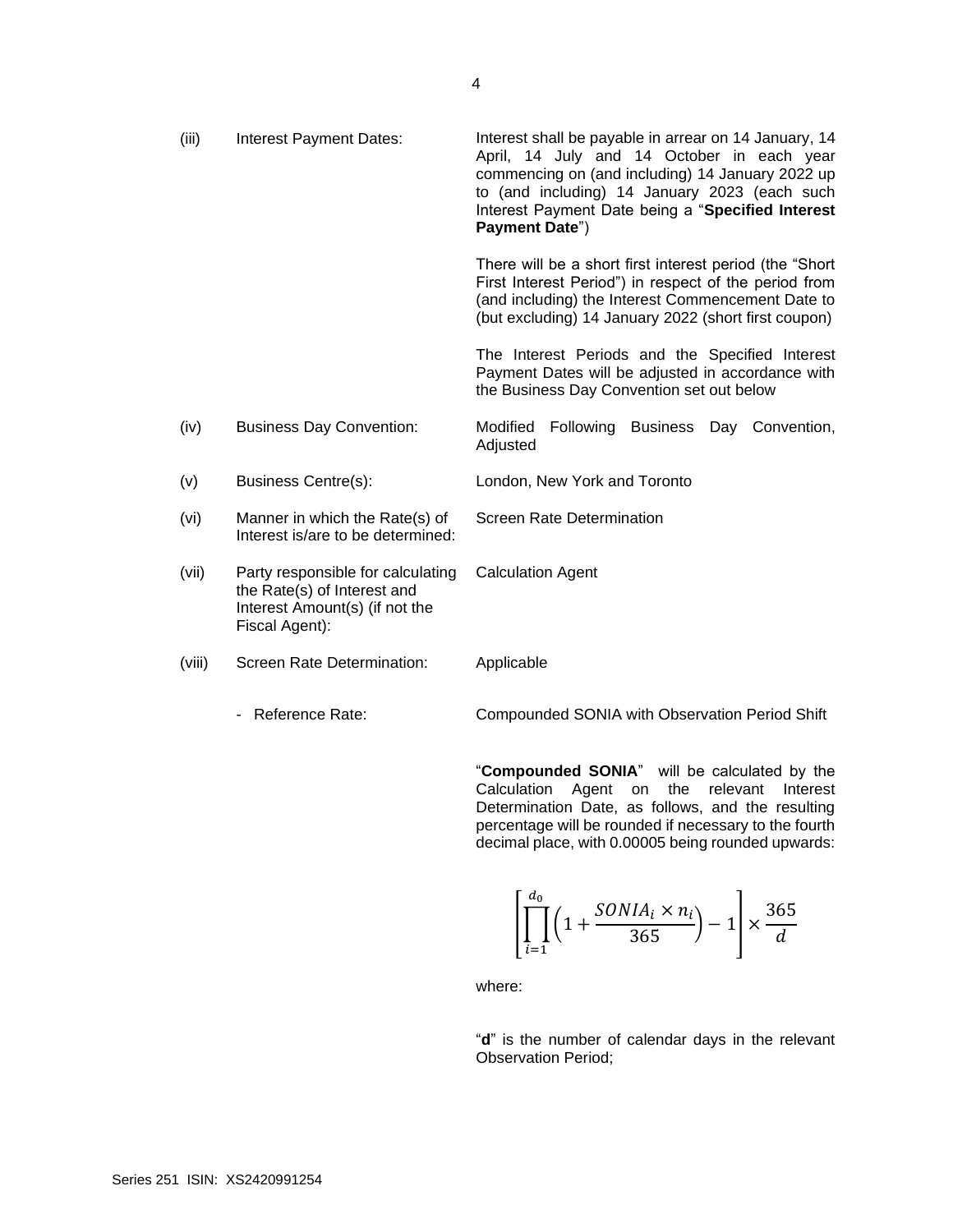| | | |
|---|---|---|
| (iii) | Interest Payment Dates: | Interest shall be payable in arrear on 14 January, 14 April, 14 July and 14 October in each year commencing on (and including) 14 January 2022 up to (and including) 14 January 2023 (each such Interest Payment Date being a "**Specified Interest Payment Date**")<br><br>There will be a short first interest period (the "Short First Interest Period") in respect of the period from (and including) the Interest Commencement Date to (but excluding) 14 January 2022 (short first coupon)<br><br>The Interest Periods and the Specified Interest Payment Dates will be adjusted in accordance with the Business Day Convention set out below |
| (iv) | Business Day Convention: | Modified Following Business Day Convention, Adjusted |
| (v) | Business Centre(s): | London, New York and Toronto |
| (vi) | Manner in which the Rate(s) of Interest is/are to be determined: | Screen Rate Determination |
| (vii) | Party responsible for calculating the Rate(s) of Interest and Interest Amount(s) (if not the Fiscal Agent): | Calculation Agent |
| (viii) | Screen Rate Determination: | Applicable |
| | - Reference Rate: | Compounded SONIA with Observation Period Shift |

"**Compounded SONIA**" will be calculated by the Calculation Agent on the relevant Interest Determination Date, as follows, and the resulting percentage will be rounded if necessary to the fourth decimal place, with 0.00005 being rounded upwards:

$$\left[\prod_{i=1}^{d_0}\left(1+\frac{SONIA_i \times n_i}{365}\right)-1\right]\times\frac{365}{d}$$

where:

"**d**" is the number of calendar days in the relevant Observation Period;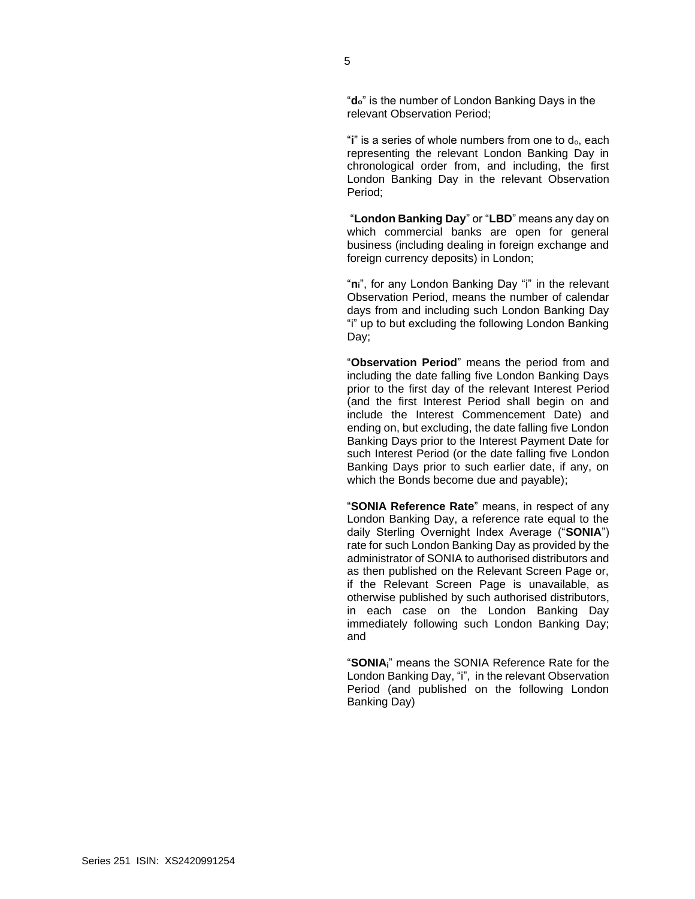"$d_o$" is the number of London Banking Days in the relevant Observation Period;

"**i**" is a series of whole numbers from one to $d_o$, each representing the relevant London Banking Day in chronological order from, and including, the first London Banking Day in the relevant Observation Period;

"**London Banking Day**" or "**LBD**" means any day on which commercial banks are open for general business (including dealing in foreign exchange and foreign currency deposits) in London;

"$n_i$", for any London Banking Day "i" in the relevant Observation Period, means the number of calendar days from and including such London Banking Day "i" up to but excluding the following London Banking Day;

"**Observation Period**" means the period from and including the date falling five London Banking Days prior to the first day of the relevant Interest Period (and the first Interest Period shall begin on and include the Interest Commencement Date) and ending on, but excluding, the date falling five London Banking Days prior to the Interest Payment Date for such Interest Period (or the date falling five London Banking Days prior to such earlier date, if any, on which the Bonds become due and payable);

"**SONIA Reference Rate**" means, in respect of any London Banking Day, a reference rate equal to the daily Sterling Overnight Index Average ("**SONIA**") rate for such London Banking Day as provided by the administrator of SONIA to authorised distributors and as then published on the Relevant Screen Page or, if the Relevant Screen Page is unavailable, as otherwise published by such authorised distributors, in each case on the London Banking Day immediately following such London Banking Day; and

"$SONIA_i$" means the SONIA Reference Rate for the London Banking Day, "i", in the relevant Observation Period (and published on the following London Banking Day)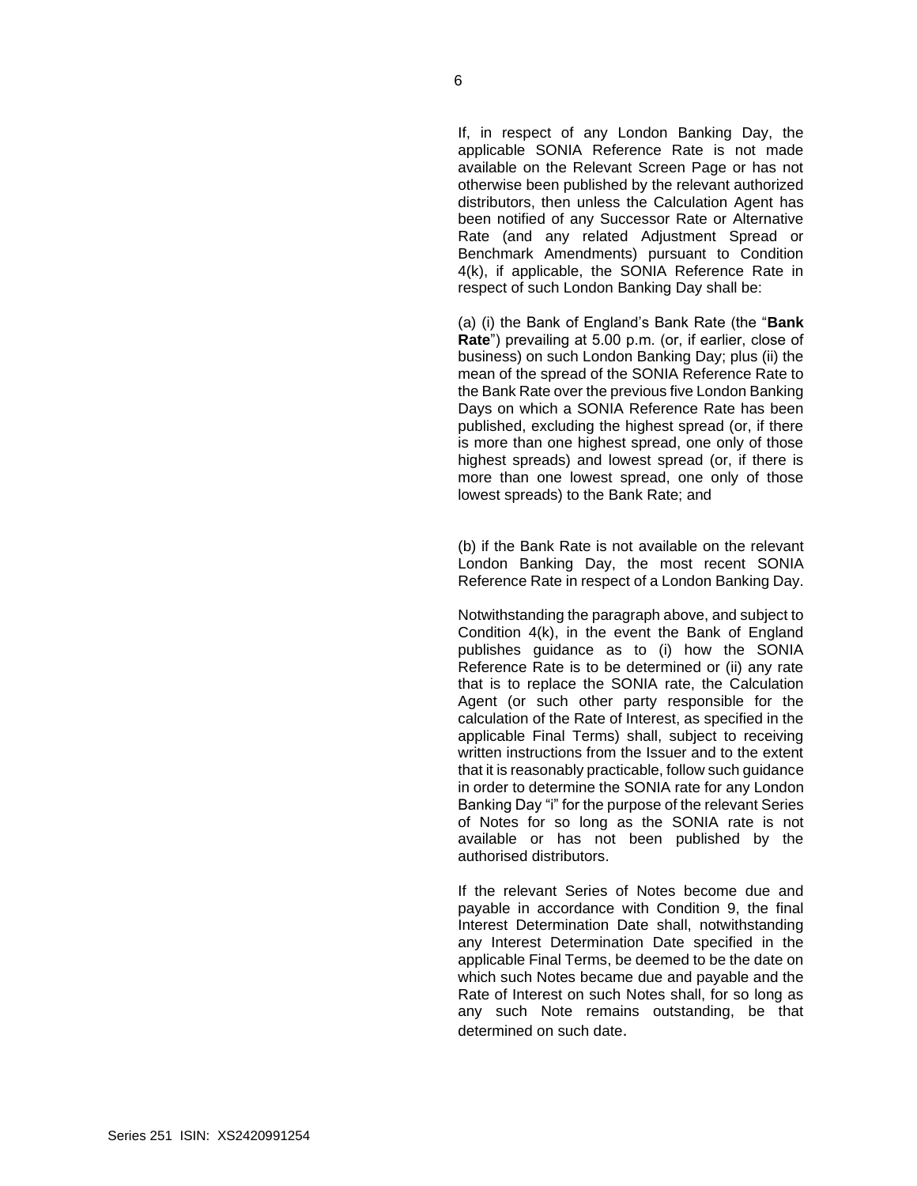If, in respect of any London Banking Day, the applicable SONIA Reference Rate is not made available on the Relevant Screen Page or has not otherwise been published by the relevant authorized distributors, then unless the Calculation Agent has been notified of any Successor Rate or Alternative Rate (and any related Adjustment Spread or Benchmark Amendments) pursuant to Condition 4(k), if applicable, the SONIA Reference Rate in respect of such London Banking Day shall be:

(a) (i) the Bank of England's Bank Rate (the "**Bank Rate**") prevailing at 5.00 p.m. (or, if earlier, close of business) on such London Banking Day; plus (ii) the mean of the spread of the SONIA Reference Rate to the Bank Rate over the previous five London Banking Days on which a SONIA Reference Rate has been published, excluding the highest spread (or, if there is more than one highest spread, one only of those highest spreads) and lowest spread (or, if there is more than one lowest spread, one only of those lowest spreads) to the Bank Rate; and

(b) if the Bank Rate is not available on the relevant London Banking Day, the most recent SONIA Reference Rate in respect of a London Banking Day.

Notwithstanding the paragraph above, and subject to Condition 4(k), in the event the Bank of England publishes guidance as to (i) how the SONIA Reference Rate is to be determined or (ii) any rate that is to replace the SONIA rate, the Calculation Agent (or such other party responsible for the calculation of the Rate of Interest, as specified in the applicable Final Terms) shall, subject to receiving written instructions from the Issuer and to the extent that it is reasonably practicable, follow such guidance in order to determine the SONIA rate for any London Banking Day "i" for the purpose of the relevant Series of Notes for so long as the SONIA rate is not available or has not been published by the authorised distributors.

If the relevant Series of Notes become due and payable in accordance with Condition 9, the final Interest Determination Date shall, notwithstanding any Interest Determination Date specified in the applicable Final Terms, be deemed to be the date on which such Notes became due and payable and the Rate of Interest on such Notes shall, for so long as any such Note remains outstanding, be that determined on such date.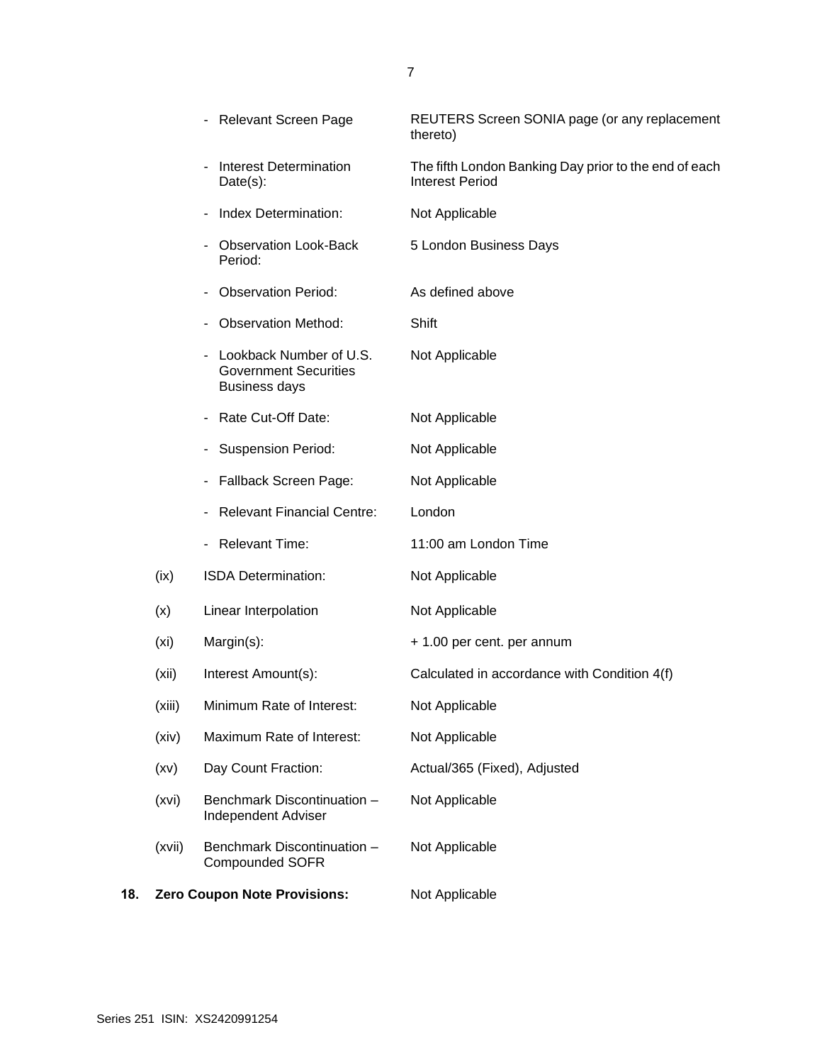| | | |
|---|---|---|
| | - Relevant Screen Page | REUTERS Screen SONIA page (or any replacement thereto) |
| | - Interest Determination Date(s): | The fifth London Banking Day prior to the end of each Interest Period |
| | - Index Determination: | Not Applicable |
| | - Observation Look-Back Period: | 5 London Business Days |
| | - Observation Period: | As defined above |
| | - Observation Method: | Shift |
| | - Lookback Number of U.S. Government Securities Business days | Not Applicable |
| | - Rate Cut-Off Date: | Not Applicable |
| | - Suspension Period: | Not Applicable |
| | - Fallback Screen Page: | Not Applicable |
| | - Relevant Financial Centre: | London |
| | - Relevant Time: | 11:00 am London Time |
| (ix) | ISDA Determination: | Not Applicable |
| (x) | Linear Interpolation | Not Applicable |
| (xi) | Margin(s): | + 1.00 per cent. per annum |
| (xii) | Interest Amount(s): | Calculated in accordance with Condition 4(f) |
| (xiii) | Minimum Rate of Interest: | Not Applicable |
| (xiv) | Maximum Rate of Interest: | Not Applicable |
| (xv) | Day Count Fraction: | Actual/365 (Fixed), Adjusted |
| (xvi) | Benchmark Discontinuation – Independent Adviser | Not Applicable |
| (xvii) | Benchmark Discontinuation – Compounded SOFR | Not Applicable |

**18. Zero Coupon Note Provisions:** Not Applicable

Series 251 ISIN: XS2420991254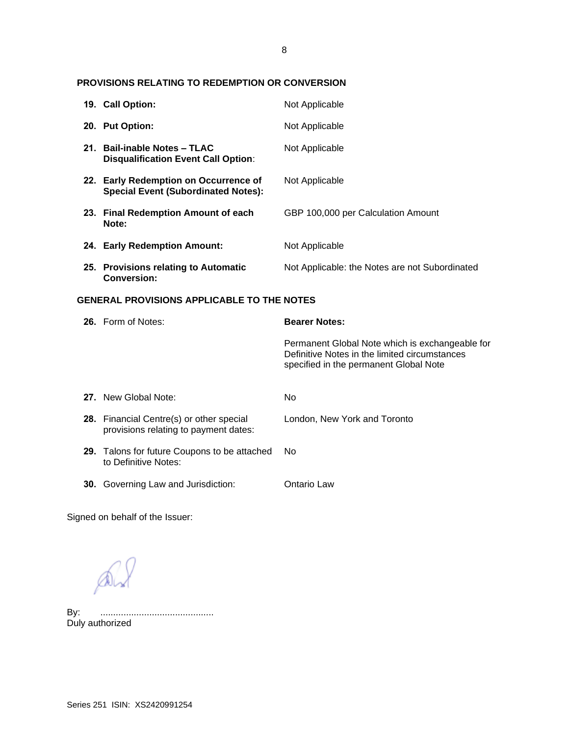**PROVISIONS RELATING TO REDEMPTION OR CONVERSION**

| | |
|---|---|
| **19. Call Option:** | Not Applicable |
| **20. Put Option:** | Not Applicable |
| **21. Bail-inable Notes – TLAC Disqualification Event Call Option**: | Not Applicable |
| **22. Early Redemption on Occurrence of Special Event (Subordinated Notes):** | Not Applicable |
| **23. Final Redemption Amount of each Note:** | GBP 100,000 per Calculation Amount |
| **24. Early Redemption Amount:** | Not Applicable |
| **25. Provisions relating to Automatic Conversion:** | Not Applicable: the Notes are not Subordinated |

**GENERAL PROVISIONS APPLICABLE TO THE NOTES**

| | |
|---|---|
| **26.** Form of Notes: | **Bearer Notes:**<br><br>Permanent Global Note which is exchangeable for Definitive Notes in the limited circumstances specified in the permanent Global Note |
| **27.** New Global Note: | No |
| **28.** Financial Centre(s) or other special provisions relating to payment dates: | London, New York and Toronto |
| **29.** Talons for future Coupons to be attached to Definitive Notes: | No |
| **30.** Governing Law and Jurisdiction: | Ontario Law |

Signed on behalf of the Issuer:

By: ............................................
Duly authorized

Series 251 ISIN: XS2420991254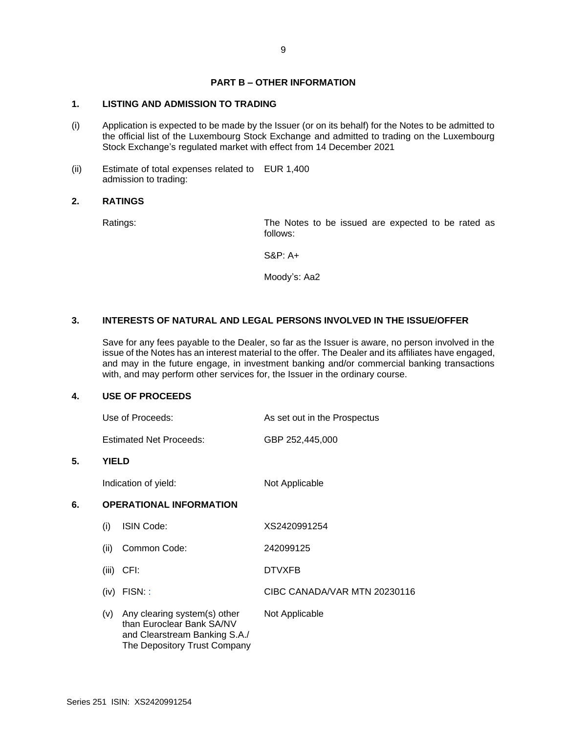## PART B – OTHER INFORMATION

### 1. LISTING AND ADMISSION TO TRADING

(i) Application is expected to be made by the Issuer (or on its behalf) for the Notes to be admitted to the official list of the Luxembourg Stock Exchange and admitted to trading on the Luxembourg Stock Exchange's regulated market with effect from 14 December 2021

(ii) Estimate of total expenses related to admission to trading: EUR 1,400

### 2. RATINGS

Ratings: The Notes to be issued are expected to be rated as follows:

S&P: A+

Moody's: Aa2

### 3. INTERESTS OF NATURAL AND LEGAL PERSONS INVOLVED IN THE ISSUE/OFFER

Save for any fees payable to the Dealer, so far as the Issuer is aware, no person involved in the issue of the Notes has an interest material to the offer. The Dealer and its affiliates have engaged, and may in the future engage, in investment banking and/or commercial banking transactions with, and may perform other services for, the Issuer in the ordinary course.

### 4. USE OF PROCEEDS

| | |
|---|---|
| Use of Proceeds: | As set out in the Prospectus |
| Estimated Net Proceeds: | GBP 252,445,000 |

### 5. YIELD

| | |
|---|---|
| Indication of yield: | Not Applicable |

### 6. OPERATIONAL INFORMATION

| | | |
|---|---|---|
| (i) | ISIN Code: | XS2420991254 |
| (ii) | Common Code: | 242099125 |
| (iii) | CFI: | DTVXFB |
| (iv) | FISN: : | CIBC CANADA/VAR MTN 20230116 |
| (v) | Any clearing system(s) other than Euroclear Bank SA/NV and Clearstream Banking S.A./ The Depository Trust Company | Not Applicable |

Series 251 ISIN: XS2420991254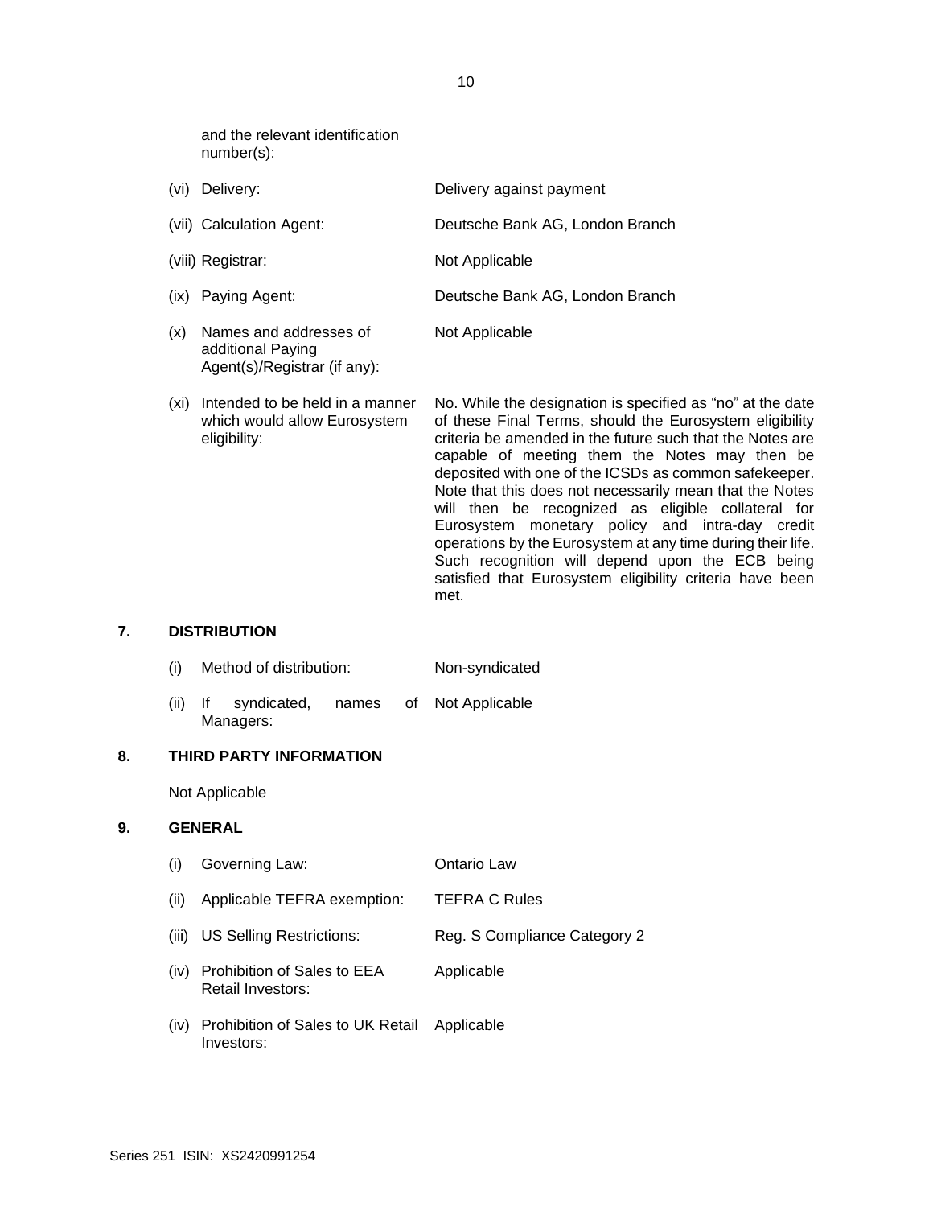and the relevant identification number(s):

| | | |
|---|---|---|
| (vi) | Delivery: | Delivery against payment |
| (vii) | Calculation Agent: | Deutsche Bank AG, London Branch |
| (viii) | Registrar: | Not Applicable |
| (ix) | Paying Agent: | Deutsche Bank AG, London Branch |
| (x) | Names and addresses of additional Paying Agent(s)/Registrar (if any): | Not Applicable |
| (xi) | Intended to be held in a manner which would allow Eurosystem eligibility: | No. While the designation is specified as "no" at the date of these Final Terms, should the Eurosystem eligibility criteria be amended in the future such that the Notes are capable of meeting them the Notes may then be deposited with one of the ICSDs as common safekeeper. Note that this does not necessarily mean that the Notes will then be recognized as eligible collateral for Eurosystem monetary policy and intra-day credit operations by the Eurosystem at any time during their life. Such recognition will depend upon the ECB being satisfied that Eurosystem eligibility criteria have been met. |

## 7. DISTRIBUTION

| | | |
|---|---|---|
| (i) | Method of distribution: | Non-syndicated |
| (ii) | If syndicated, names of Managers: | Not Applicable |

## 8. THIRD PARTY INFORMATION

Not Applicable

## 9. GENERAL

| | | |
|---|---|---|
| (i) | Governing Law: | Ontario Law |
| (ii) | Applicable TEFRA exemption: | TEFRA C Rules |
| (iii) | US Selling Restrictions: | Reg. S Compliance Category 2 |
| (iv) | Prohibition of Sales to EEA Retail Investors: | Applicable |
| (iv) | Prohibition of Sales to UK Retail Investors: | Applicable |

Series 251 ISIN: XS2420991254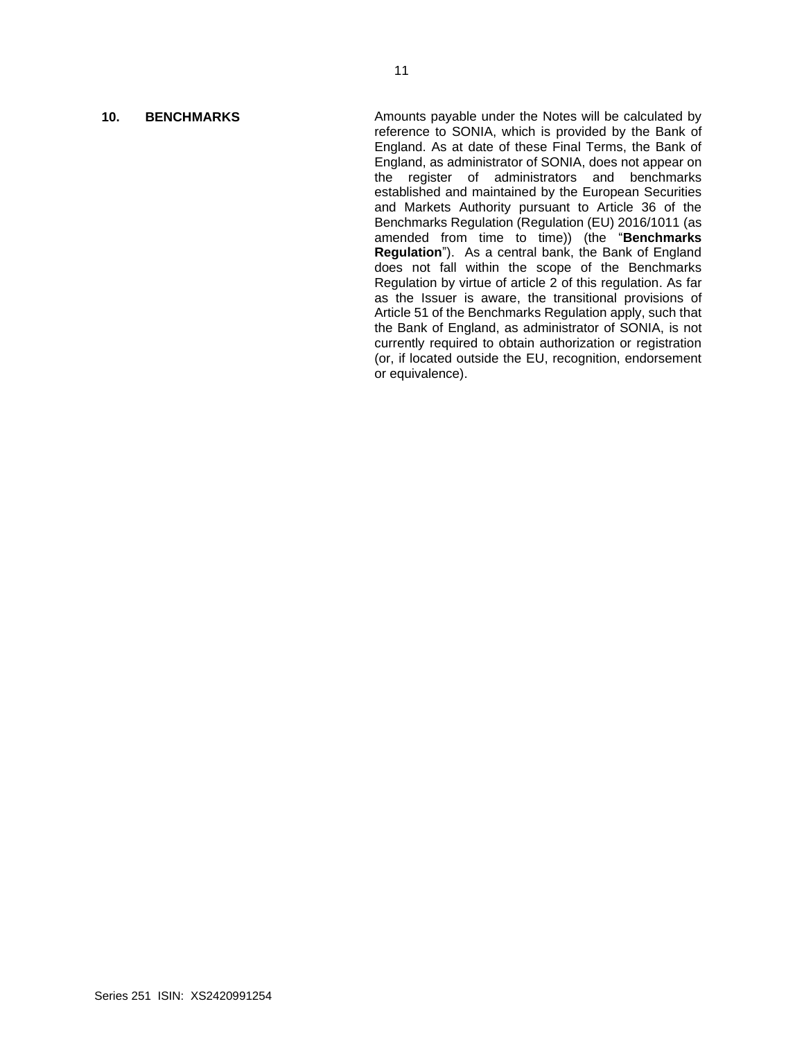| | |
|---|---|
| **10. BENCHMARKS** | Amounts payable under the Notes will be calculated by reference to SONIA, which is provided by the Bank of England. As at date of these Final Terms, the Bank of England, as administrator of SONIA, does not appear on the register of administrators and benchmarks established and maintained by the European Securities and Markets Authority pursuant to Article 36 of the Benchmarks Regulation (Regulation (EU) 2016/1011 (as amended from time to time)) (the "**Benchmarks Regulation**"). As a central bank, the Bank of England does not fall within the scope of the Benchmarks Regulation by virtue of article 2 of this regulation. As far as the Issuer is aware, the transitional provisions of Article 51 of the Benchmarks Regulation apply, such that the Bank of England, as administrator of SONIA, is not currently required to obtain authorization or registration (or, if located outside the EU, recognition, endorsement or equivalence). |

Series 251 ISIN: XS2420991254